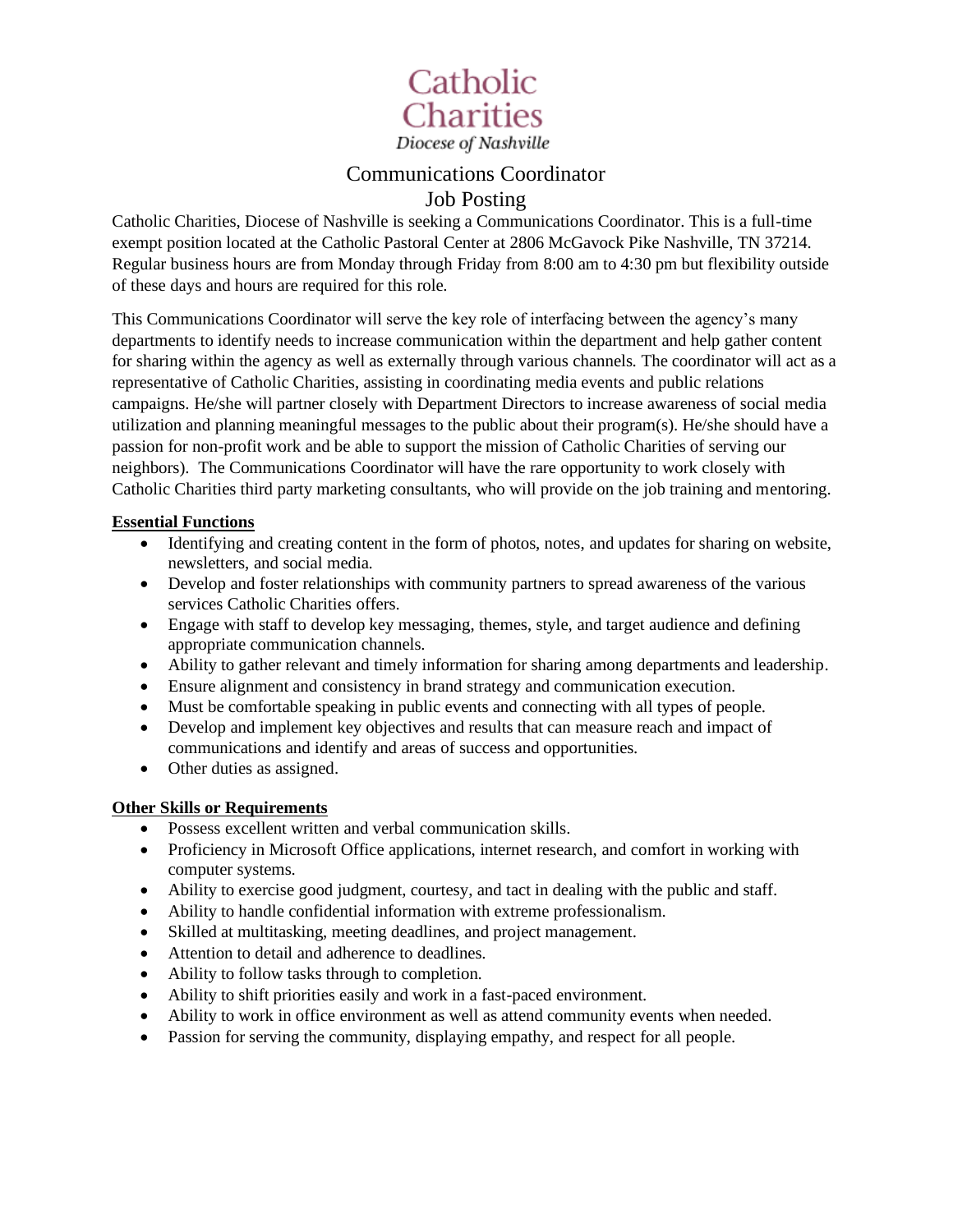Catholic Charities

*Diocese of Nashville*

# Communications Coordinator

## Job Posting

Catholic Charities, Diocese of Nashville is seeking a Communications Coordinator. This is a full-time exempt position located at the Catholic Pastoral Center at 2806 McGavock Pike Nashville, TN 37214. Regular business hours are from Monday through Friday from 8:00 am to 4:30 pm but flexibility outside of these days and hours are required for this role.

This Communications Coordinator will serve the key role of interfacing between the agency's many departments to identify needs to increase communication within the department and help gather content for sharing within the agency as well as externally through various channels. The coordinator will act as a representative of Catholic Charities, assisting in coordinating media events and public relations campaigns. He/she will partner closely with Department Directors to increase awareness of social media utilization and planning meaningful messages to the public about their program(s). He/she should have a passion for non-profit work and be able to support the mission of Catholic Charities of serving our neighbors). The Communications Coordinator will have the rare opportunity to work closely with Catholic Charities third party marketing consultants, who will provide on the job training and mentoring.

**Essential Functions**

- Identifying and creating content in the form of photos, notes, and updates for sharing on website, newsletters, and social media.
- Develop and foster relationships with community partners to spread awareness of the various services Catholic Charities offers.
- Engage with staff to develop key messaging, themes, style, and target audience and defining appropriate communication channels.
- Ability to gather relevant and timely information for sharing among departments and leadership.
- Ensure alignment and consistency in brand strategy and communication execution.
- Must be comfortable speaking in public events and connecting with all types of people.
- Develop and implement key objectives and results that can measure reach and impact of communications and identify and areas of success and opportunities.
- Other duties as assigned.

**Other Skills or Requirements**

- Possess excellent written and verbal communication skills.
- Proficiency in Microsoft Office applications, internet research, and comfort in working with computer systems.
- Ability to exercise good judgment, courtesy, and tact in dealing with the public and staff.
- Ability to handle confidential information with extreme professionalism.
- Skilled at multitasking, meeting deadlines, and project management.
- Attention to detail and adherence to deadlines.
- Ability to follow tasks through to completion.
- Ability to shift priorities easily and work in a fast-paced environment.
- Ability to work in office environment as well as attend community events when needed.
- Passion for serving the community, displaying empathy, and respect for all people.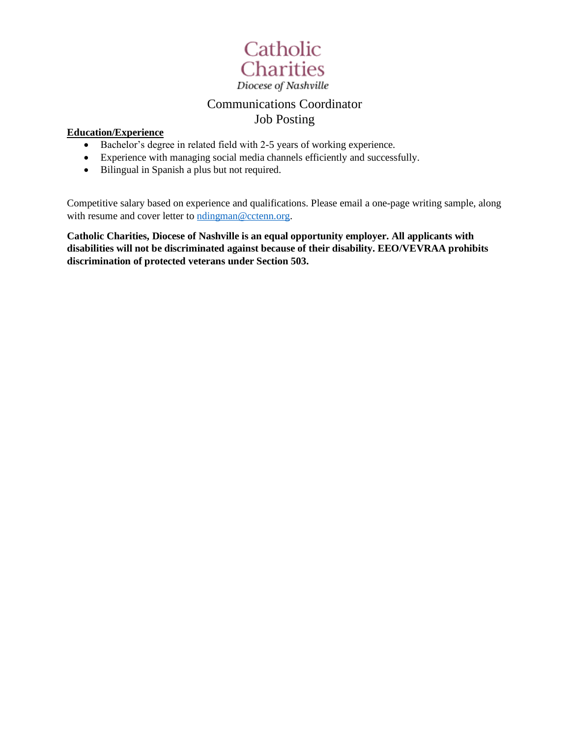Catholic Charities
*Diocese of Nashville*

# Communications Coordinator
# Job Posting

**Education/Experience**

- Bachelor's degree in related field with 2-5 years of working experience.
- Experience with managing social media channels efficiently and successfully.
- Bilingual in Spanish a plus but not required.

Competitive salary based on experience and qualifications. Please email a one-page writing sample, along with resume and cover letter to ndingman@cctenn.org.

**Catholic Charities, Diocese of Nashville is an equal opportunity employer. All applicants with disabilities will not be discriminated against because of their disability. EEO/VEVRAA prohibits discrimination of protected veterans under Section 503.**